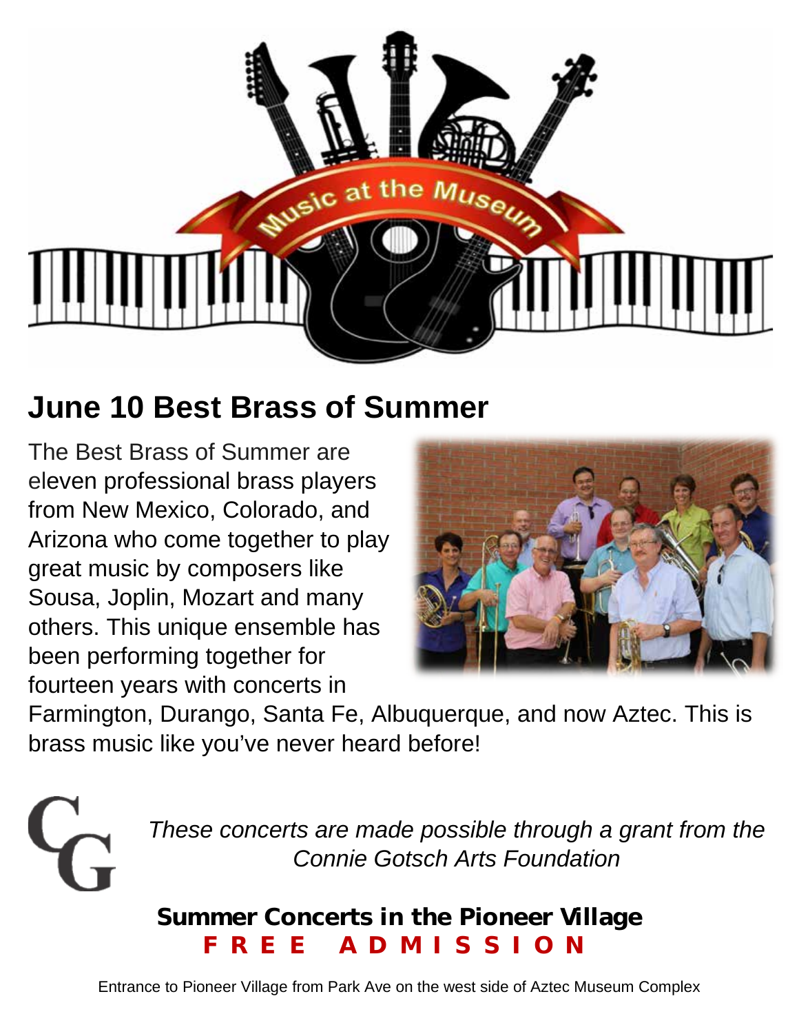Music at the Museum

## June 10 Best Brass of Summer

The Best Brass of Summer are eleven professional brass players from New Mexico, Colorado, and Arizona who come together to play great music by composers like Sousa, Joplin, Mozart and many others. This unique ensemble has been performing together for fourteen years with concerts in Farmington, Durango, Santa Fe, Albuquerque, and now Aztec. This is brass music like you've never heard before!

*These concerts are made possible through a grant from the Connie Gotsch Arts Foundation*

**Summer Concerts in the Pioneer Village**

**FREE ADMISSION**

Entrance to Pioneer Village from Park Ave on the west side of Aztec Museum Complex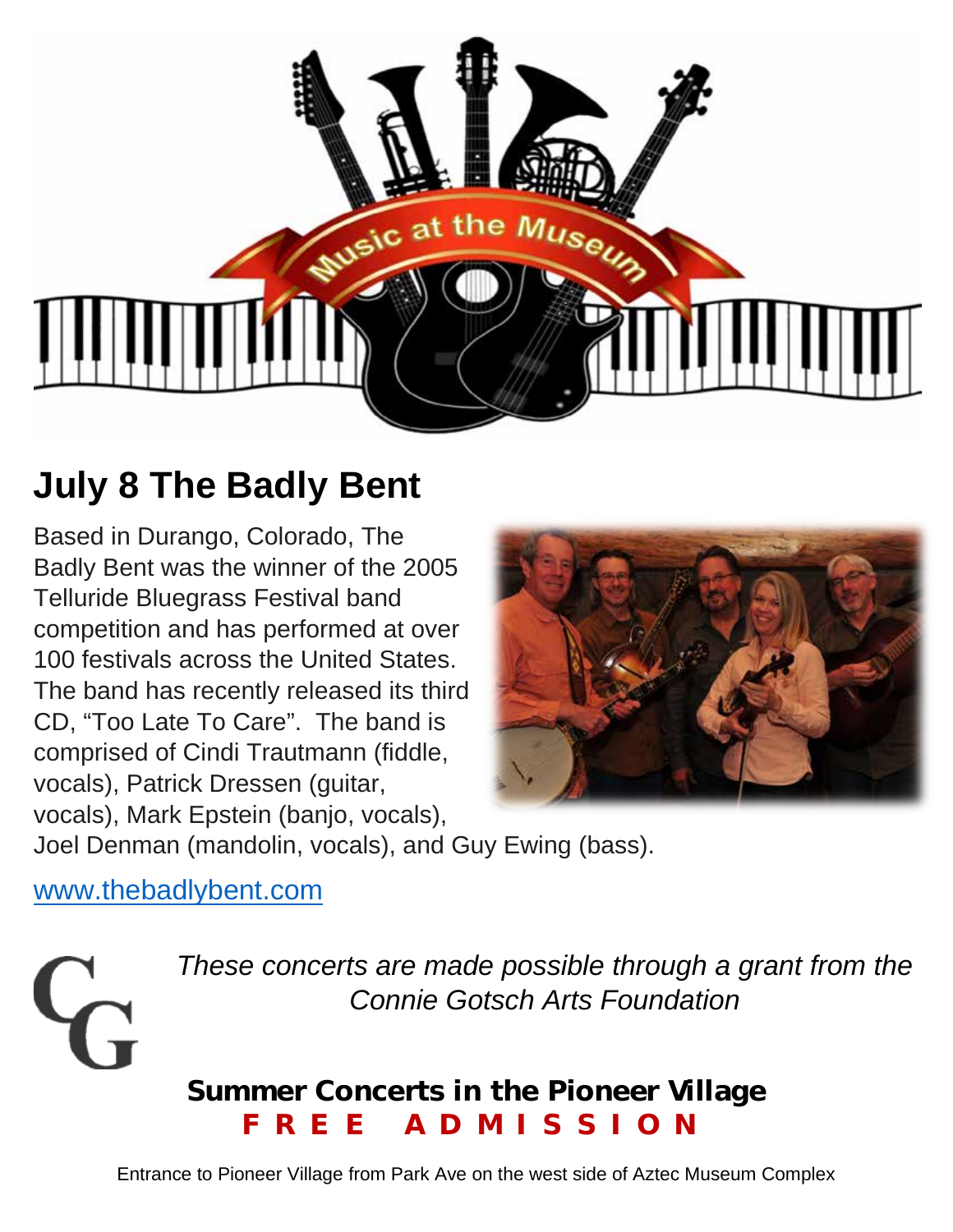## July 8 The Badly Bent

Based in Durango, Colorado, The Badly Bent was the winner of the 2005 Telluride Bluegrass Festival band competition and has performed at over 100 festivals across the United States. The band has recently released its third CD, “Too Late To Care”. The band is comprised of Cindi Trautmann (fiddle, vocals), Patrick Dressen (guitar, vocals), Mark Epstein (banjo, vocals), Joel Denman (mandolin, vocals), and Guy Ewing (bass).

www.thebadlybent.com

*These concerts are made possible through a grant from the Connie Gotsch Arts Foundation*

**Summer Concerts in the Pioneer Village**

**FREE ADMISSION**

Entrance to Pioneer Village from Park Ave on the west side of Aztec Museum Complex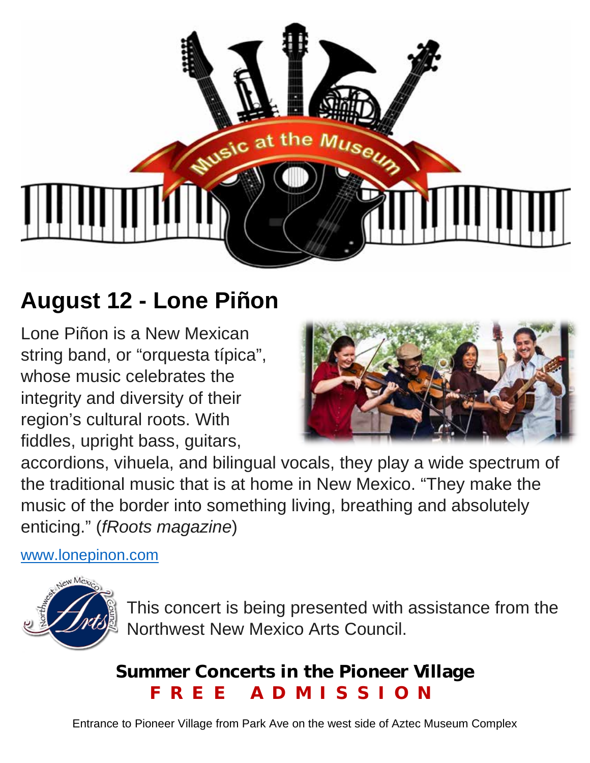## August 12 - Lone Piñon

Lone Piñon is a New Mexican string band, or "orquesta típica", whose music celebrates the integrity and diversity of their region's cultural roots. With fiddles, upright bass, guitars, accordions, vihuela, and bilingual vocals, they play a wide spectrum of the traditional music that is at home in New Mexico. "They make the music of the border into something living, breathing and absolutely enticing." (*fRoots magazine*)

[www.lonepinon.com](http://www.lonepinon.com)

This concert is being presented with assistance from the Northwest New Mexico Arts Council.

**Summer Concerts in the Pioneer Village**

**FREE ADMISSION**

Entrance to Pioneer Village from Park Ave on the west side of Aztec Museum Complex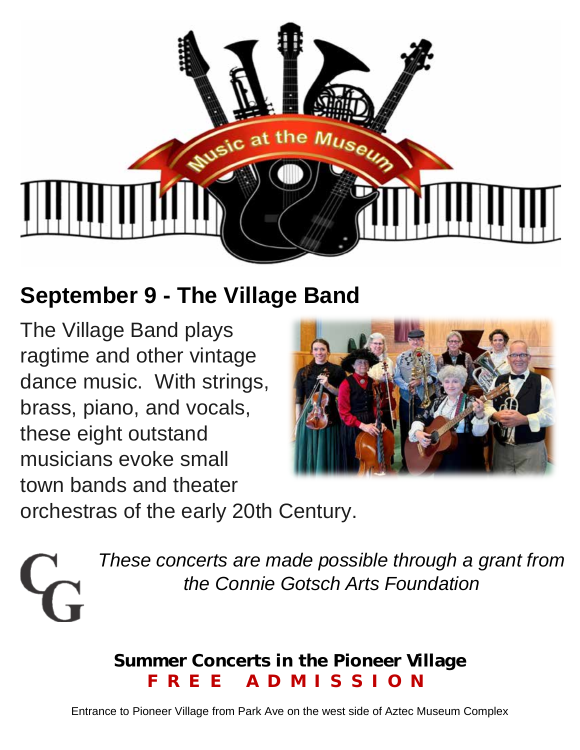## September 9 - The Village Band

The Village Band plays ragtime and other vintage dance music. With strings, brass, piano, and vocals, these eight outstand musicians evoke small town bands and theater orchestras of the early 20th Century.

*These concerts are made possible through a grant from the Connie Gotsch Arts Foundation*

**Summer Concerts in the Pioneer Village**

**FREE ADMISSION**

Entrance to Pioneer Village from Park Ave on the west side of Aztec Museum Complex